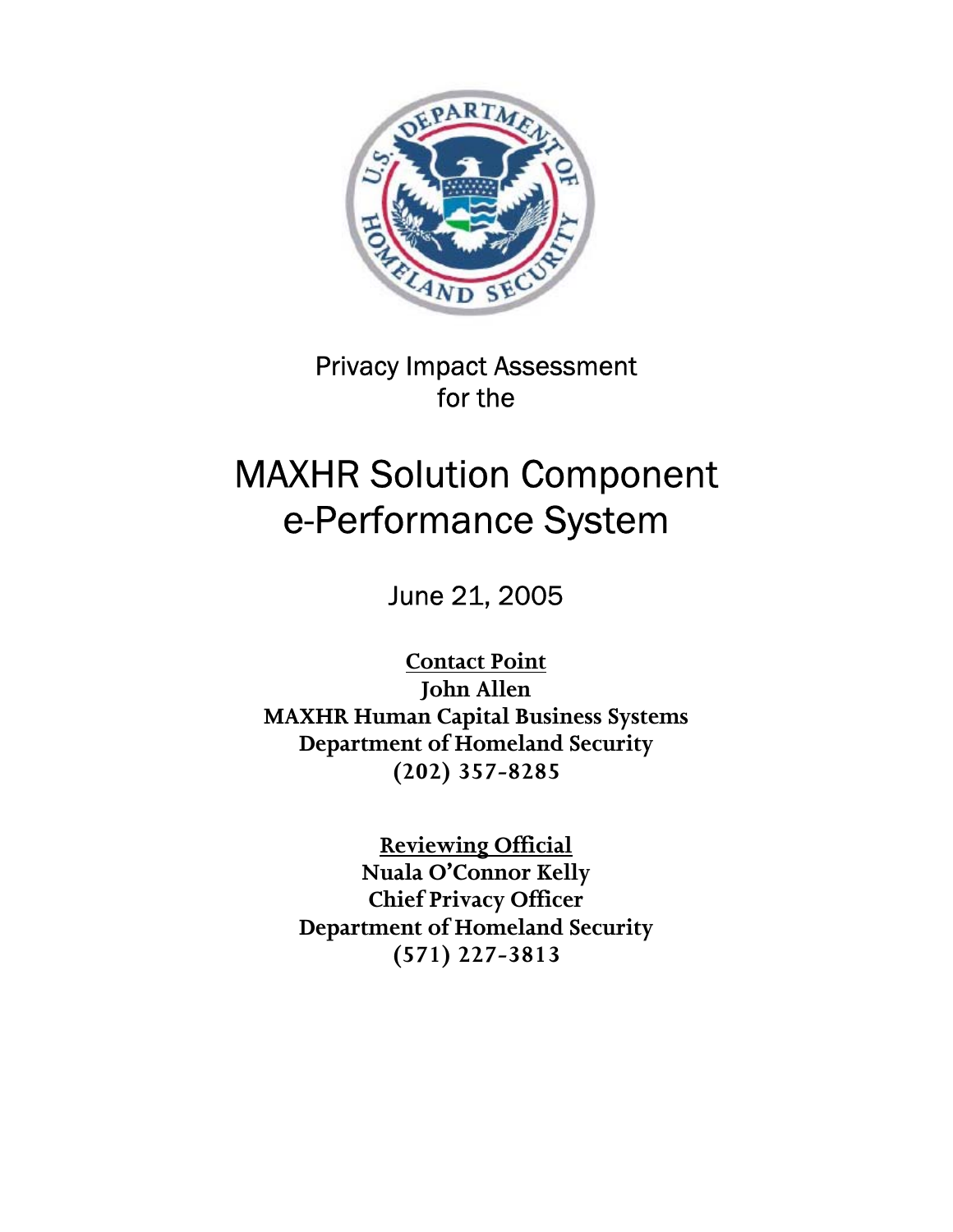Privacy Impact Assessment
for the

# MAXHR Solution Component e-Performance System

June 21, 2005

**Contact Point**
**John Allen**
**MAXHR Human Capital Business Systems**
**Department of Homeland Security**
**(202) 357-8285**

**Reviewing Official**
**Nuala O'Connor Kelly**
**Chief Privacy Officer**
**Department of Homeland Security**
**(571) 227-3813**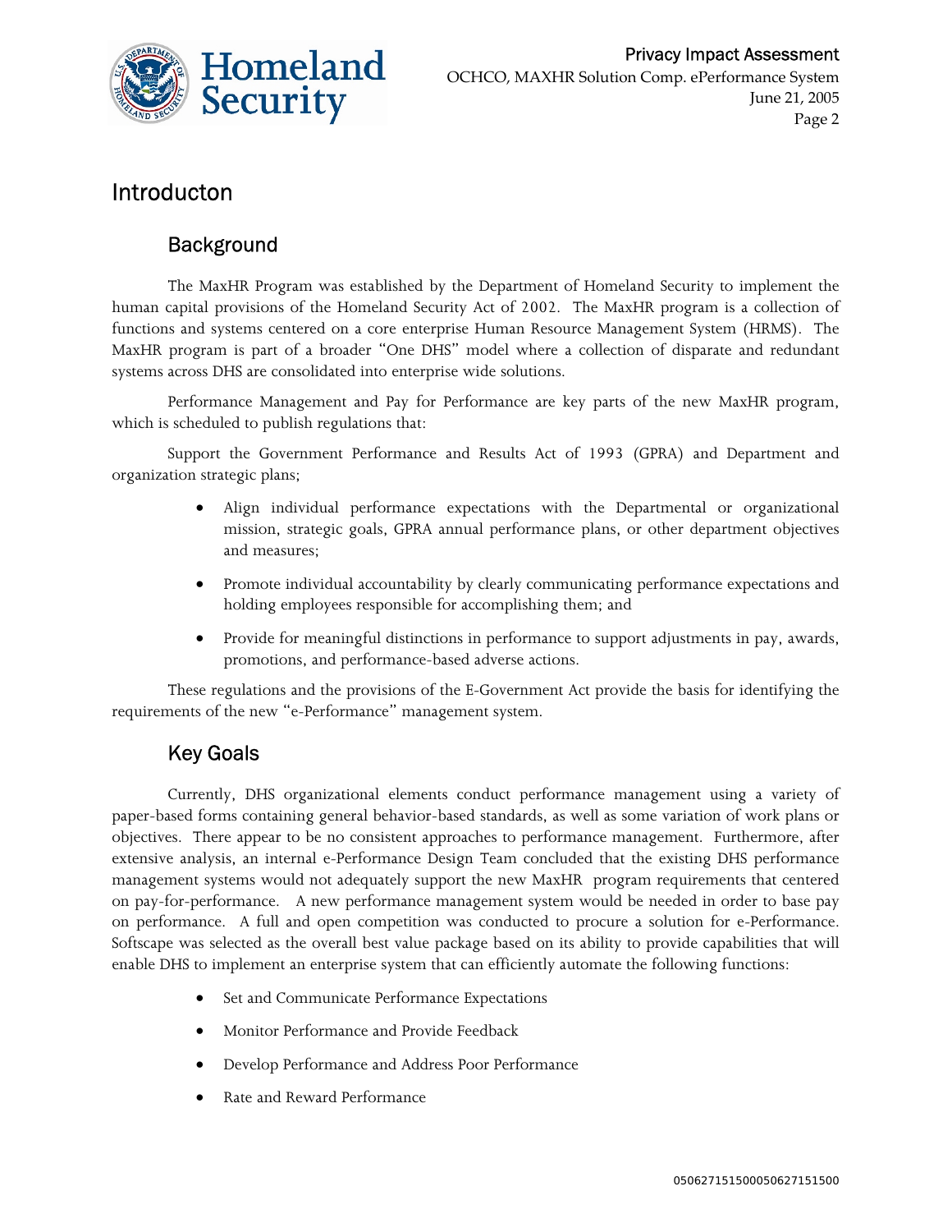# Introducton

## Background

The MaxHR Program was established by the Department of Homeland Security to implement the human capital provisions of the Homeland Security Act of 2002. The MaxHR program is a collection of functions and systems centered on a core enterprise Human Resource Management System (HRMS). The MaxHR program is part of a broader "One DHS" model where a collection of disparate and redundant systems across DHS are consolidated into enterprise wide solutions.

Performance Management and Pay for Performance are key parts of the new MaxHR program, which is scheduled to publish regulations that:

Support the Government Performance and Results Act of 1993 (GPRA) and Department and organization strategic plans;

- Align individual performance expectations with the Departmental or organizational mission, strategic goals, GPRA annual performance plans, or other department objectives and measures;
- Promote individual accountability by clearly communicating performance expectations and holding employees responsible for accomplishing them; and
- Provide for meaningful distinctions in performance to support adjustments in pay, awards, promotions, and performance-based adverse actions.

These regulations and the provisions of the E-Government Act provide the basis for identifying the requirements of the new "e-Performance" management system.

## Key Goals

Currently, DHS organizational elements conduct performance management using a variety of paper-based forms containing general behavior-based standards, as well as some variation of work plans or objectives. There appear to be no consistent approaches to performance management. Furthermore, after extensive analysis, an internal e-Performance Design Team concluded that the existing DHS performance management systems would not adequately support the new MaxHR program requirements that centered on pay-for-performance. A new performance management system would be needed in order to base pay on performance. A full and open competition was conducted to procure a solution for e-Performance. Softscape was selected as the overall best value package based on its ability to provide capabilities that will enable DHS to implement an enterprise system that can efficiently automate the following functions:

- Set and Communicate Performance Expectations
- Monitor Performance and Provide Feedback
- Develop Performance and Address Poor Performance
- Rate and Reward Performance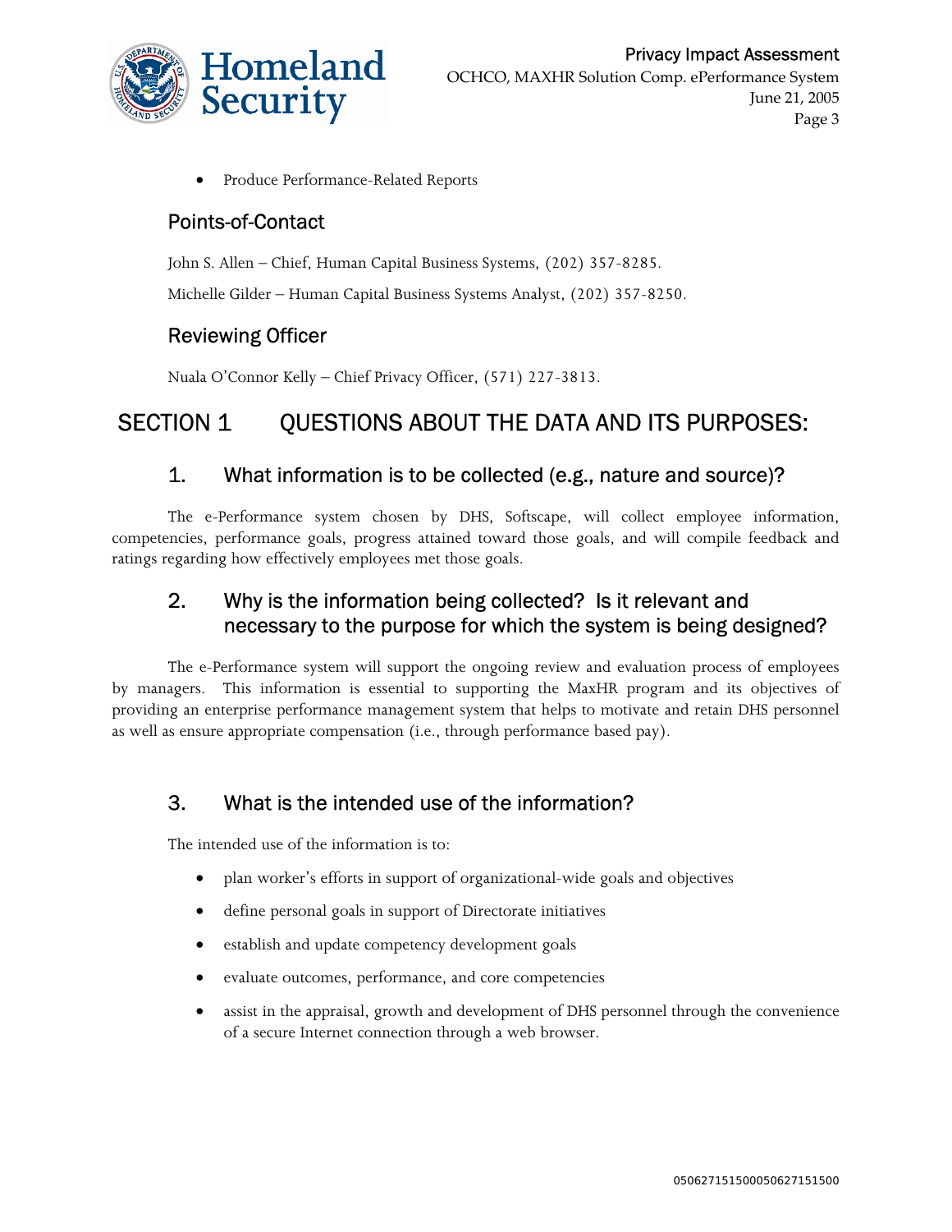- Produce Performance-Related Reports

## Points-of-Contact

John S. Allen – Chief, Human Capital Business Systems, (202) 357-8285.

Michelle Gilder – Human Capital Business Systems Analyst, (202) 357-8250.

## Reviewing Officer

Nuala O'Connor Kelly – Chief Privacy Officer, (571) 227-3813.

# SECTION 1 QUESTIONS ABOUT THE DATA AND ITS PURPOSES:

## 1. What information is to be collected (e.g., nature and source)?

The e-Performance system chosen by DHS, Softscape, will collect employee information, competencies, performance goals, progress attained toward those goals, and will compile feedback and ratings regarding how effectively employees met those goals.

## 2. Why is the information being collected? Is it relevant and necessary to the purpose for which the system is being designed?

The e-Performance system will support the ongoing review and evaluation process of employees by managers. This information is essential to supporting the MaxHR program and its objectives of providing an enterprise performance management system that helps to motivate and retain DHS personnel as well as ensure appropriate compensation (i.e., through performance based pay).

## 3. What is the intended use of the information?

The intended use of the information is to:

- plan worker's efforts in support of organizational-wide goals and objectives
- define personal goals in support of Directorate initiatives
- establish and update competency development goals
- evaluate outcomes, performance, and core competencies
- assist in the appraisal, growth and development of DHS personnel through the convenience of a secure Internet connection through a web browser.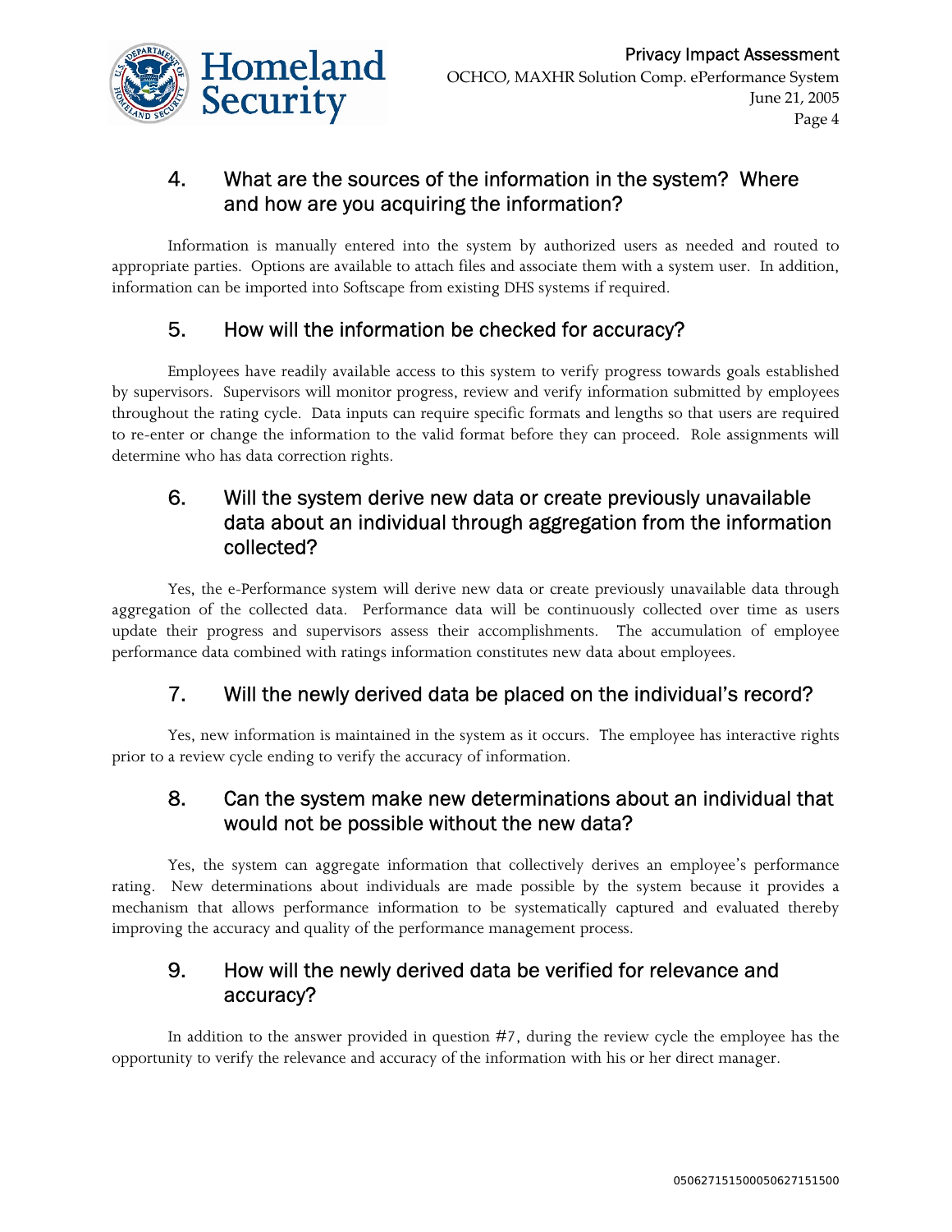## 4. What are the sources of the information in the system? Where and how are you acquiring the information?

Information is manually entered into the system by authorized users as needed and routed to appropriate parties. Options are available to attach files and associate them with a system user. In addition, information can be imported into Softscape from existing DHS systems if required.

## 5. How will the information be checked for accuracy?

Employees have readily available access to this system to verify progress towards goals established by supervisors. Supervisors will monitor progress, review and verify information submitted by employees throughout the rating cycle. Data inputs can require specific formats and lengths so that users are required to re-enter or change the information to the valid format before they can proceed. Role assignments will determine who has data correction rights.

## 6. Will the system derive new data or create previously unavailable data about an individual through aggregation from the information collected?

Yes, the e-Performance system will derive new data or create previously unavailable data through aggregation of the collected data. Performance data will be continuously collected over time as users update their progress and supervisors assess their accomplishments. The accumulation of employee performance data combined with ratings information constitutes new data about employees.

## 7. Will the newly derived data be placed on the individual's record?

Yes, new information is maintained in the system as it occurs. The employee has interactive rights prior to a review cycle ending to verify the accuracy of information.

## 8. Can the system make new determinations about an individual that would not be possible without the new data?

Yes, the system can aggregate information that collectively derives an employee's performance rating. New determinations about individuals are made possible by the system because it provides a mechanism that allows performance information to be systematically captured and evaluated thereby improving the accuracy and quality of the performance management process.

## 9. How will the newly derived data be verified for relevance and accuracy?

In addition to the answer provided in question #7, during the review cycle the employee has the opportunity to verify the relevance and accuracy of the information with his or her direct manager.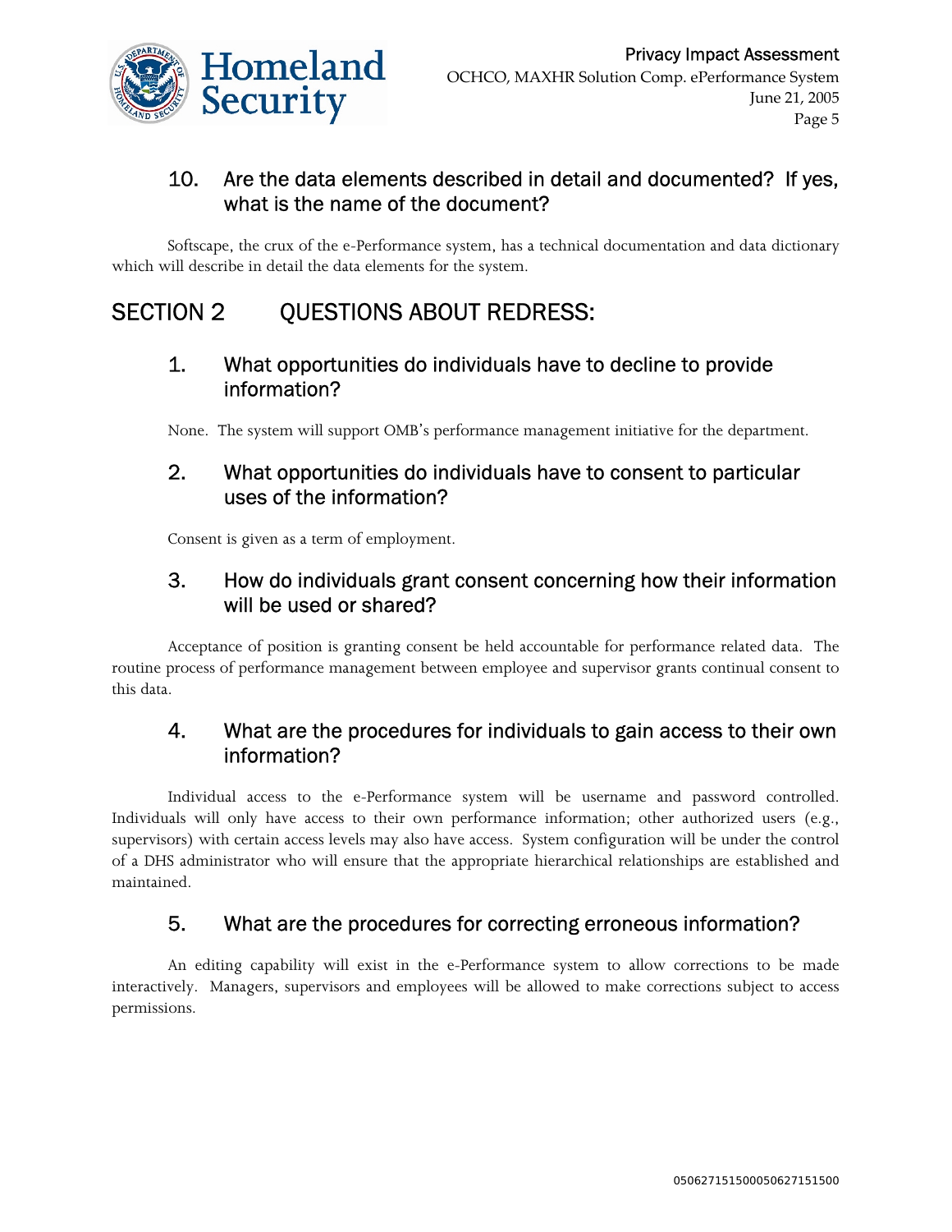### 10. Are the data elements described in detail and documented? If yes, what is the name of the document?

Softscape, the crux of the e-Performance system, has a technical documentation and data dictionary which will describe in detail the data elements for the system.

## SECTION 2 QUESTIONS ABOUT REDRESS:

### 1. What opportunities do individuals have to decline to provide information?

None. The system will support OMB's performance management initiative for the department.

### 2. What opportunities do individuals have to consent to particular uses of the information?

Consent is given as a term of employment.

### 3. How do individuals grant consent concerning how their information will be used or shared?

Acceptance of position is granting consent be held accountable for performance related data. The routine process of performance management between employee and supervisor grants continual consent to this data.

### 4. What are the procedures for individuals to gain access to their own information?

Individual access to the e-Performance system will be username and password controlled. Individuals will only have access to their own performance information; other authorized users (e.g., supervisors) with certain access levels may also have access. System configuration will be under the control of a DHS administrator who will ensure that the appropriate hierarchical relationships are established and maintained.

### 5. What are the procedures for correcting erroneous information?

An editing capability will exist in the e-Performance system to allow corrections to be made interactively. Managers, supervisors and employees will be allowed to make corrections subject to access permissions.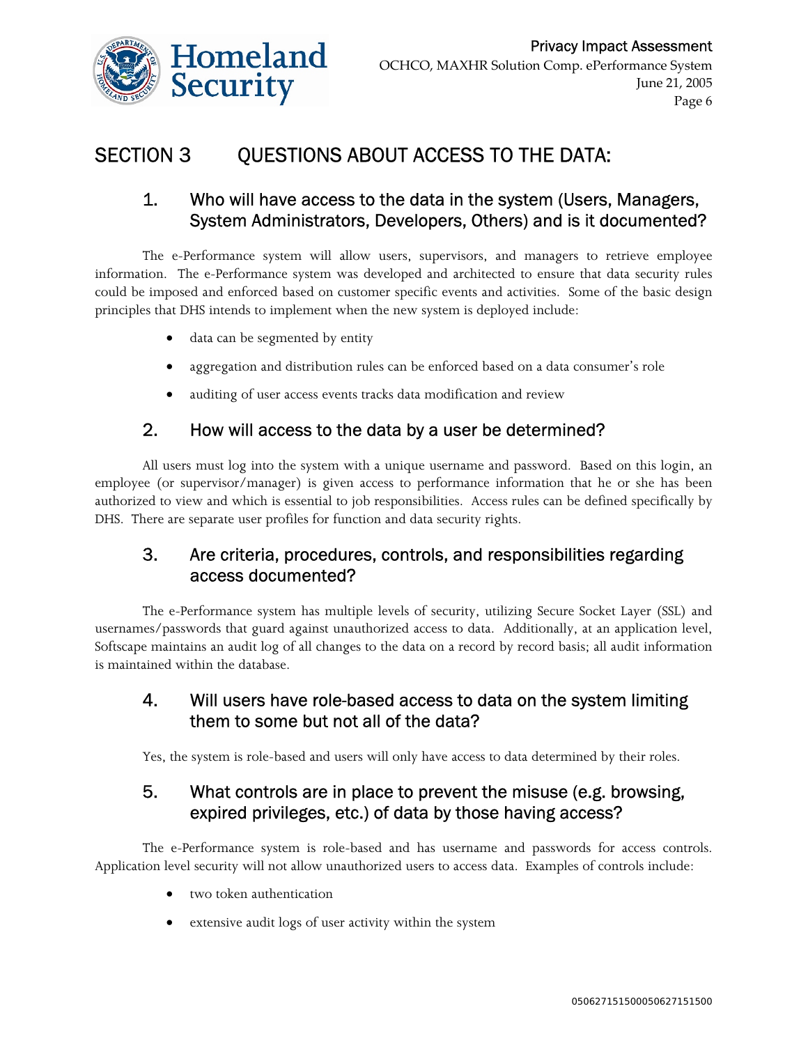# SECTION 3 QUESTIONS ABOUT ACCESS TO THE DATA:

## 1. Who will have access to the data in the system (Users, Managers, System Administrators, Developers, Others) and is it documented?

The e-Performance system will allow users, supervisors, and managers to retrieve employee information. The e-Performance system was developed and architected to ensure that data security rules could be imposed and enforced based on customer specific events and activities. Some of the basic design principles that DHS intends to implement when the new system is deployed include:

- data can be segmented by entity
- aggregation and distribution rules can be enforced based on a data consumer's role
- auditing of user access events tracks data modification and review

## 2. How will access to the data by a user be determined?

All users must log into the system with a unique username and password. Based on this login, an employee (or supervisor/manager) is given access to performance information that he or she has been authorized to view and which is essential to job responsibilities. Access rules can be defined specifically by DHS. There are separate user profiles for function and data security rights.

## 3. Are criteria, procedures, controls, and responsibilities regarding access documented?

The e-Performance system has multiple levels of security, utilizing Secure Socket Layer (SSL) and usernames/passwords that guard against unauthorized access to data. Additionally, at an application level, Softscape maintains an audit log of all changes to the data on a record by record basis; all audit information is maintained within the database.

## 4. Will users have role-based access to data on the system limiting them to some but not all of the data?

Yes, the system is role-based and users will only have access to data determined by their roles.

## 5. What controls are in place to prevent the misuse (e.g. browsing, expired privileges, etc.) of data by those having access?

The e-Performance system is role-based and has username and passwords for access controls. Application level security will not allow unauthorized users to access data. Examples of controls include:

- two token authentication
- extensive audit logs of user activity within the system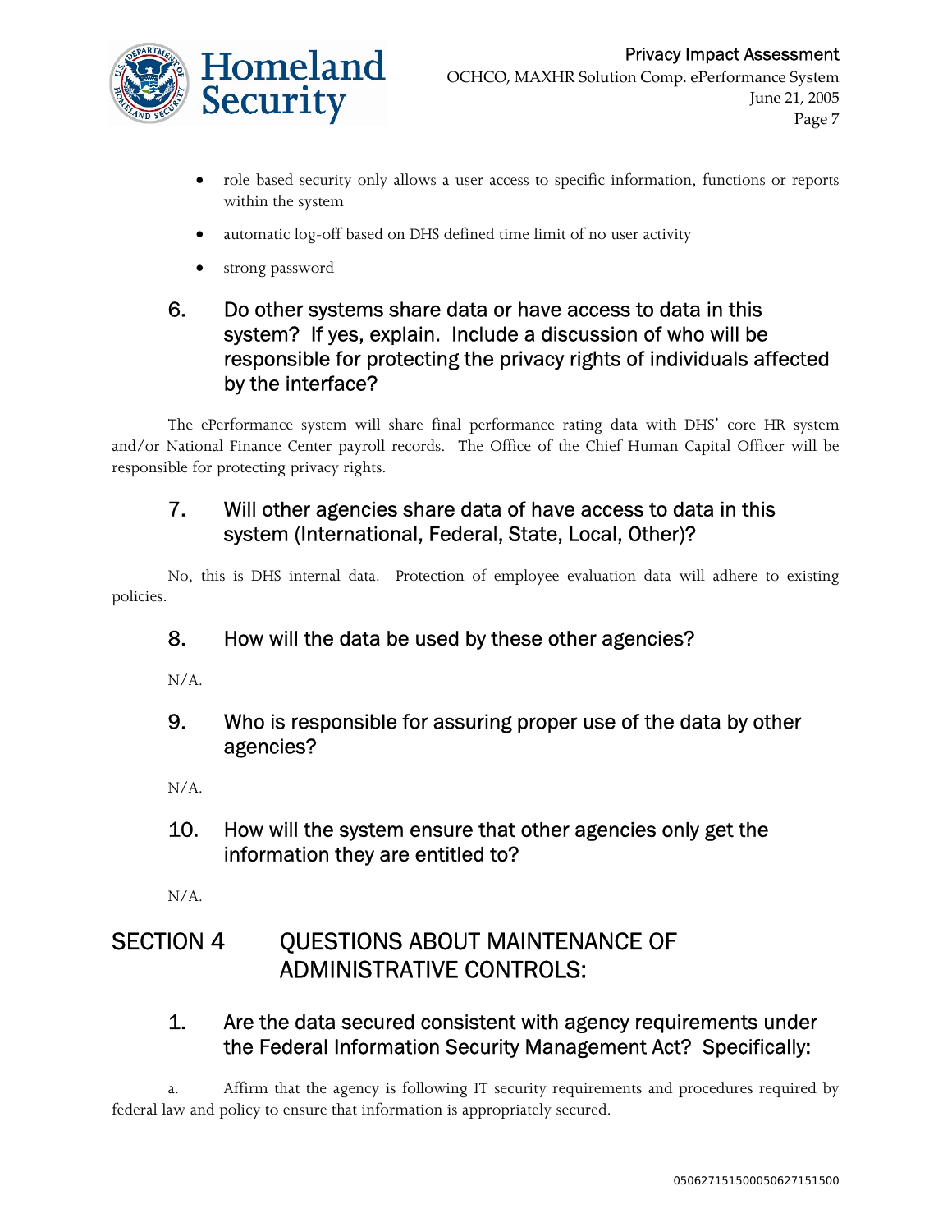- role based security only allows a user access to specific information, functions or reports within the system
- automatic log-off based on DHS defined time limit of no user activity
- strong password

### 6. Do other systems share data or have access to data in this system? If yes, explain. Include a discussion of who will be responsible for protecting the privacy rights of individuals affected by the interface?

The ePerformance system will share final performance rating data with DHS' core HR system and/or National Finance Center payroll records. The Office of the Chief Human Capital Officer will be responsible for protecting privacy rights.

### 7. Will other agencies share data of have access to data in this system (International, Federal, State, Local, Other)?

No, this is DHS internal data. Protection of employee evaluation data will adhere to existing policies.

### 8. How will the data be used by these other agencies?

N/A.

### 9. Who is responsible for assuring proper use of the data by other agencies?

N/A.

### 10. How will the system ensure that other agencies only get the information they are entitled to?

N/A.

## SECTION 4 QUESTIONS ABOUT MAINTENANCE OF ADMINISTRATIVE CONTROLS:

### 1. Are the data secured consistent with agency requirements under the Federal Information Security Management Act? Specifically:

a. Affirm that the agency is following IT security requirements and procedures required by federal law and policy to ensure that information is appropriately secured.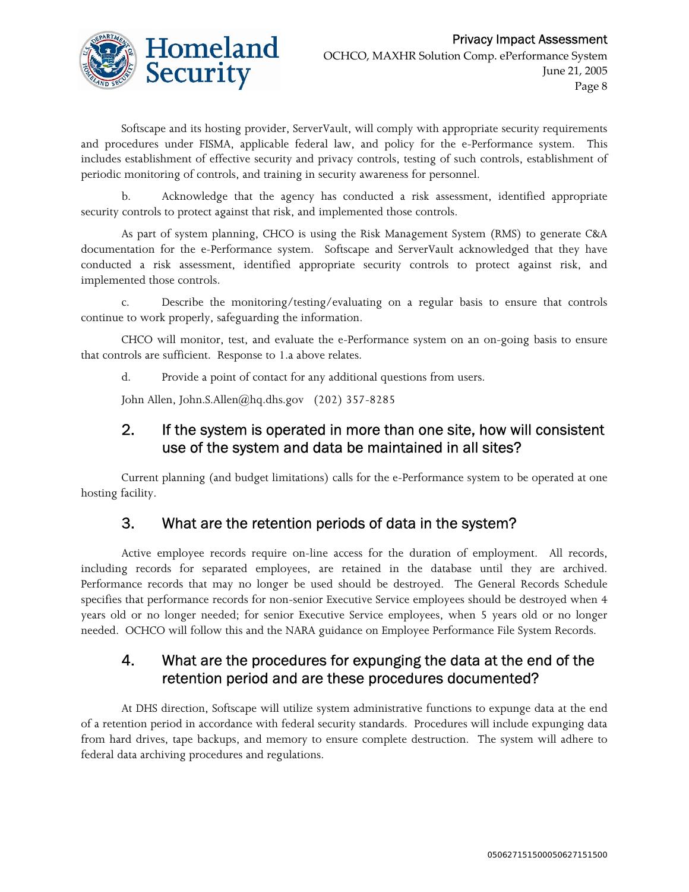Softscape and its hosting provider, ServerVault, will comply with appropriate security requirements and procedures under FISMA, applicable federal law, and policy for the e-Performance system. This includes establishment of effective security and privacy controls, testing of such controls, establishment of periodic monitoring of controls, and training in security awareness for personnel.

b. Acknowledge that the agency has conducted a risk assessment, identified appropriate security controls to protect against that risk, and implemented those controls.

As part of system planning, CHCO is using the Risk Management System (RMS) to generate C&A documentation for the e-Performance system. Softscape and ServerVault acknowledged that they have conducted a risk assessment, identified appropriate security controls to protect against risk, and implemented those controls.

c. Describe the monitoring/testing/evaluating on a regular basis to ensure that controls continue to work properly, safeguarding the information.

CHCO will monitor, test, and evaluate the e-Performance system on an on-going basis to ensure that controls are sufficient. Response to 1.a above relates.

d. Provide a point of contact for any additional questions from users.

John Allen, John.S.Allen@hq.dhs.gov (202) 357-8285

## 2. If the system is operated in more than one site, how will consistent use of the system and data be maintained in all sites?

Current planning (and budget limitations) calls for the e-Performance system to be operated at one hosting facility.

## 3. What are the retention periods of data in the system?

Active employee records require on-line access for the duration of employment. All records, including records for separated employees, are retained in the database until they are archived. Performance records that may no longer be used should be destroyed. The General Records Schedule specifies that performance records for non-senior Executive Service employees should be destroyed when 4 years old or no longer needed; for senior Executive Service employees, when 5 years old or no longer needed. OCHCO will follow this and the NARA guidance on Employee Performance File System Records.

## 4. What are the procedures for expunging the data at the end of the retention period and are these procedures documented?

At DHS direction, Softscape will utilize system administrative functions to expunge data at the end of a retention period in accordance with federal security standards. Procedures will include expunging data from hard drives, tape backups, and memory to ensure complete destruction. The system will adhere to federal data archiving procedures and regulations.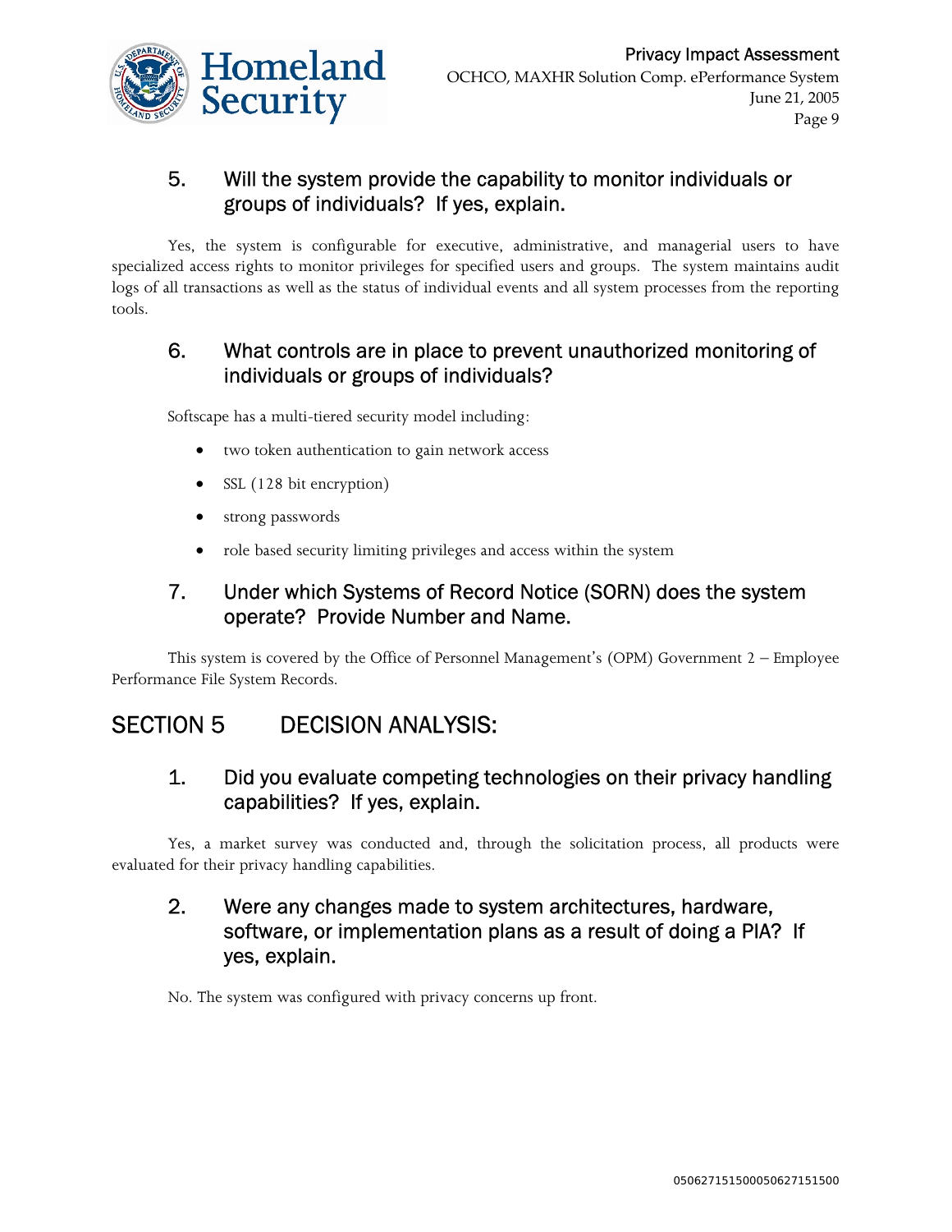### 5. Will the system provide the capability to monitor individuals or groups of individuals? If yes, explain.

Yes, the system is configurable for executive, administrative, and managerial users to have specialized access rights to monitor privileges for specified users and groups. The system maintains audit logs of all transactions as well as the status of individual events and all system processes from the reporting tools.

### 6. What controls are in place to prevent unauthorized monitoring of individuals or groups of individuals?

Softscape has a multi-tiered security model including:

- two token authentication to gain network access
- SSL (128 bit encryption)
- strong passwords
- role based security limiting privileges and access within the system

### 7. Under which Systems of Record Notice (SORN) does the system operate? Provide Number and Name.

This system is covered by the Office of Personnel Management's (OPM) Government 2 – Employee Performance File System Records.

## SECTION 5 DECISION ANALYSIS:

### 1. Did you evaluate competing technologies on their privacy handling capabilities? If yes, explain.

Yes, a market survey was conducted and, through the solicitation process, all products were evaluated for their privacy handling capabilities.

### 2. Were any changes made to system architectures, hardware, software, or implementation plans as a result of doing a PIA? If yes, explain.

No. The system was configured with privacy concerns up front.